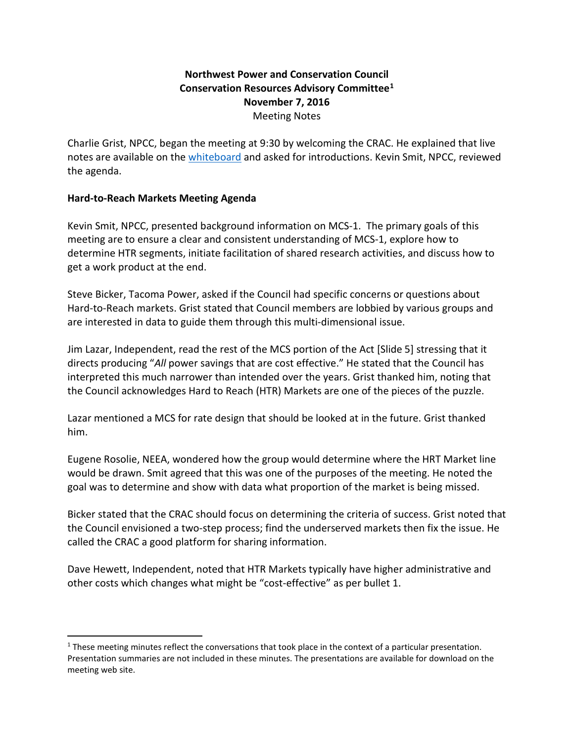**Northwest Power and Conservation Council**
**Conservation Resources Advisory Committee[1]**
**November 7, 2016**
Meeting Notes

Charlie Grist, NPCC, began the meeting at 9:30 by welcoming the CRAC. He explained that live notes are available on the whiteboard and asked for introductions. Kevin Smit, NPCC, reviewed the agenda.

**Hard-to-Reach Markets Meeting Agenda**

Kevin Smit, NPCC, presented background information on MCS-1. The primary goals of this meeting are to ensure a clear and consistent understanding of MCS-1, explore how to determine HTR segments, initiate facilitation of shared research activities, and discuss how to get a work product at the end.

Steve Bicker, Tacoma Power, asked if the Council had specific concerns or questions about Hard-to-Reach markets. Grist stated that Council members are lobbied by various groups and are interested in data to guide them through this multi-dimensional issue.

Jim Lazar, Independent, read the rest of the MCS portion of the Act [Slide 5] stressing that it directs producing "*All* power savings that are cost effective." He stated that the Council has interpreted this much narrower than intended over the years. Grist thanked him, noting that the Council acknowledges Hard to Reach (HTR) Markets are one of the pieces of the puzzle.

Lazar mentioned a MCS for rate design that should be looked at in the future. Grist thanked him.

Eugene Rosolie, NEEA, wondered how the group would determine where the HRT Market line would be drawn. Smit agreed that this was one of the purposes of the meeting. He noted the goal was to determine and show with data what proportion of the market is being missed.

Bicker stated that the CRAC should focus on determining the criteria of success. Grist noted that the Council envisioned a two-step process; find the underserved markets then fix the issue. He called the CRAC a good platform for sharing information.

Dave Hewett, Independent, noted that HTR Markets typically have higher administrative and other costs which changes what might be "cost-effective" as per bullet 1.

[1] These meeting minutes reflect the conversations that took place in the context of a particular presentation. Presentation summaries are not included in these minutes. The presentations are available for download on the meeting web site.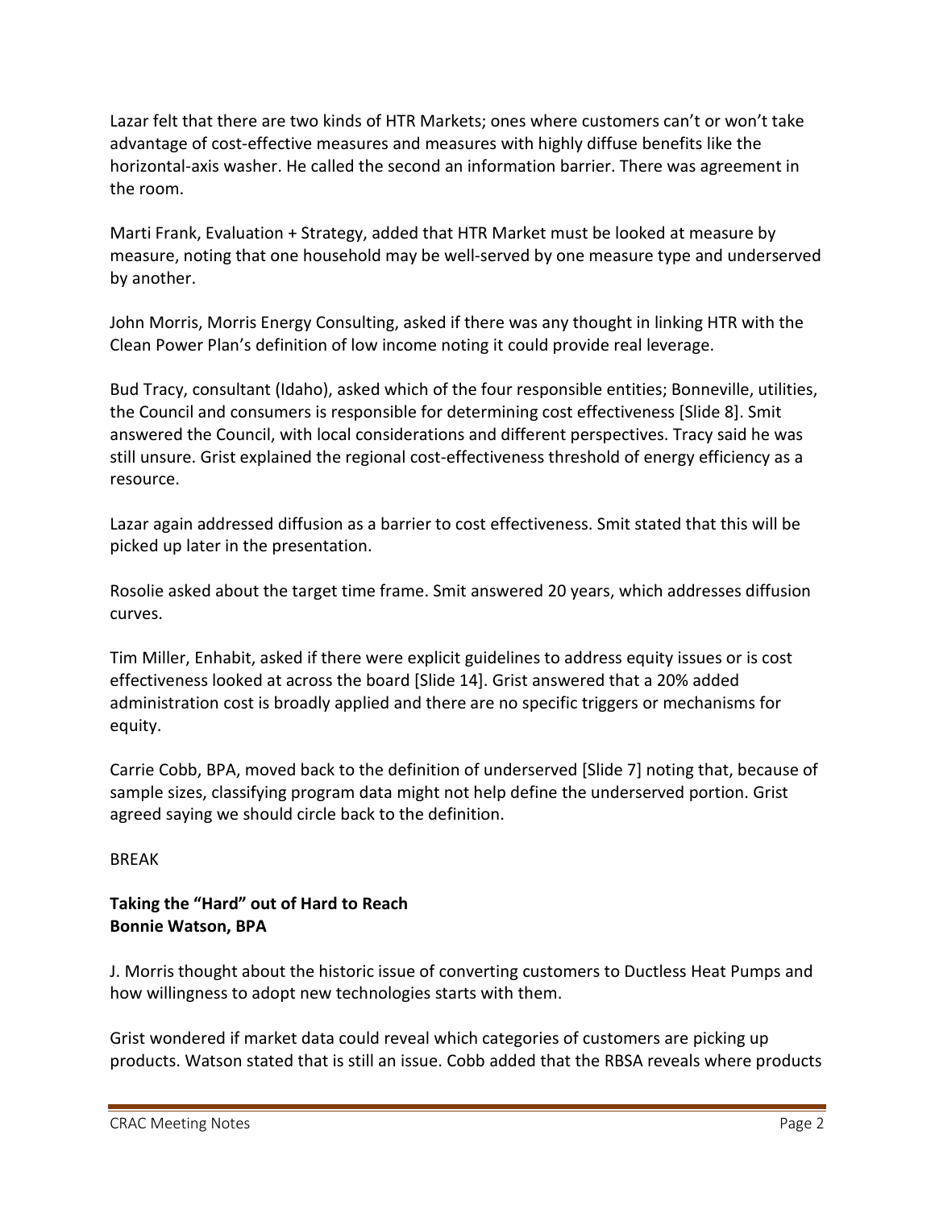Lazar felt that there are two kinds of HTR Markets; ones where customers can't or won't take advantage of cost-effective measures and measures with highly diffuse benefits like the horizontal-axis washer. He called the second an information barrier. There was agreement in the room.

Marti Frank, Evaluation + Strategy, added that HTR Market must be looked at measure by measure, noting that one household may be well-served by one measure type and underserved by another.

John Morris, Morris Energy Consulting, asked if there was any thought in linking HTR with the Clean Power Plan's definition of low income noting it could provide real leverage.

Bud Tracy, consultant (Idaho), asked which of the four responsible entities; Bonneville, utilities, the Council and consumers is responsible for determining cost effectiveness [Slide 8]. Smit answered the Council, with local considerations and different perspectives. Tracy said he was still unsure. Grist explained the regional cost-effectiveness threshold of energy efficiency as a resource.

Lazar again addressed diffusion as a barrier to cost effectiveness. Smit stated that this will be picked up later in the presentation.

Rosolie asked about the target time frame. Smit answered 20 years, which addresses diffusion curves.

Tim Miller, Enhabit, asked if there were explicit guidelines to address equity issues or is cost effectiveness looked at across the board [Slide 14]. Grist answered that a 20% added administration cost is broadly applied and there are no specific triggers or mechanisms for equity.

Carrie Cobb, BPA, moved back to the definition of underserved [Slide 7] noting that, because of sample sizes, classifying program data might not help define the underserved portion. Grist agreed saying we should circle back to the definition.

BREAK

**Taking the "Hard" out of Hard to Reach**
**Bonnie Watson, BPA**

J. Morris thought about the historic issue of converting customers to Ductless Heat Pumps and how willingness to adopt new technologies starts with them.

Grist wondered if market data could reveal which categories of customers are picking up products. Watson stated that is still an issue. Cobb added that the RBSA reveals where products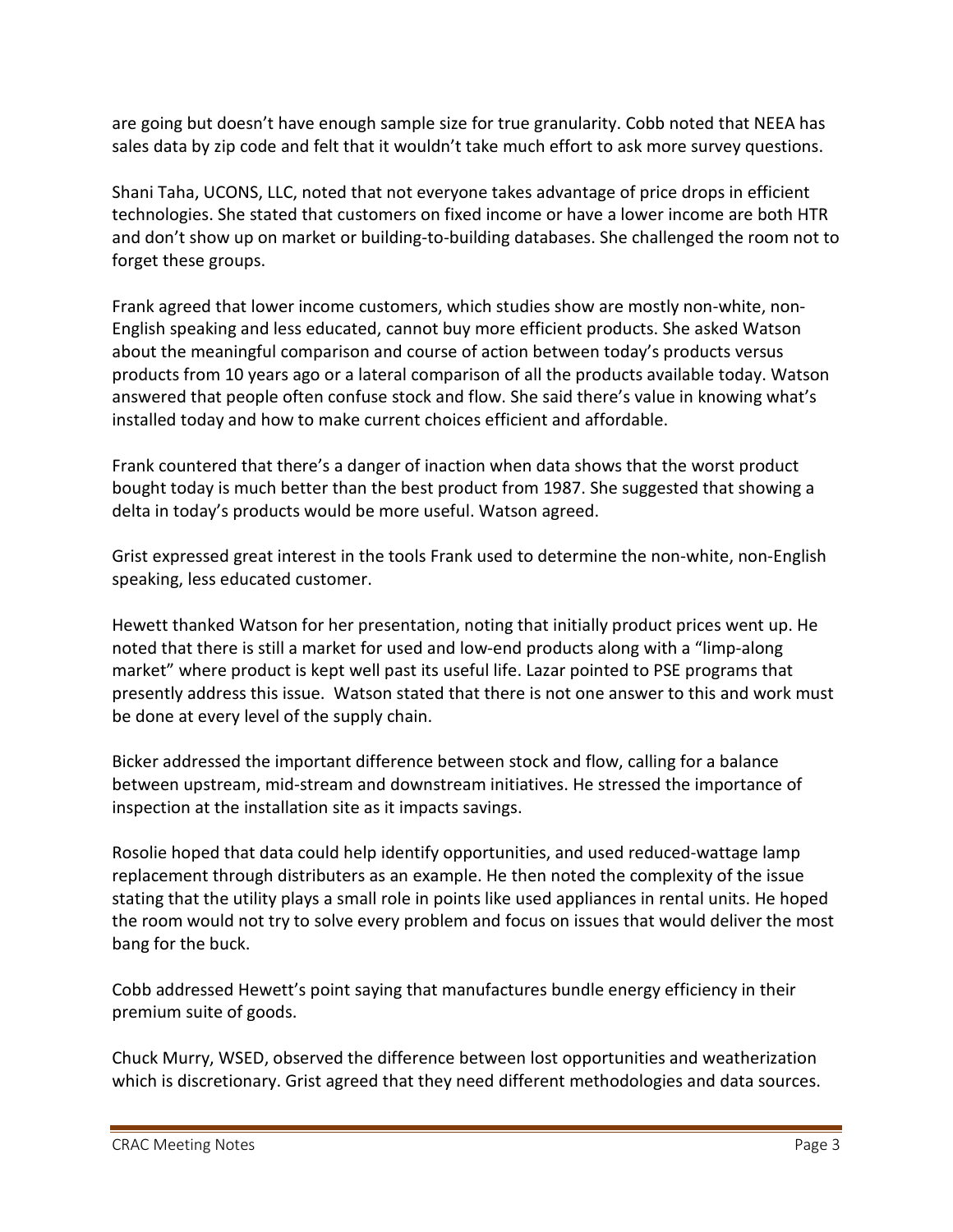are going but doesn't have enough sample size for true granularity. Cobb noted that NEEA has sales data by zip code and felt that it wouldn't take much effort to ask more survey questions.

Shani Taha, UCONS, LLC, noted that not everyone takes advantage of price drops in efficient technologies. She stated that customers on fixed income or have a lower income are both HTR and don't show up on market or building-to-building databases. She challenged the room not to forget these groups.

Frank agreed that lower income customers, which studies show are mostly non-white, non-English speaking and less educated, cannot buy more efficient products. She asked Watson about the meaningful comparison and course of action between today's products versus products from 10 years ago or a lateral comparison of all the products available today. Watson answered that people often confuse stock and flow. She said there's value in knowing what's installed today and how to make current choices efficient and affordable.

Frank countered that there's a danger of inaction when data shows that the worst product bought today is much better than the best product from 1987. She suggested that showing a delta in today's products would be more useful. Watson agreed.

Grist expressed great interest in the tools Frank used to determine the non-white, non-English speaking, less educated customer.

Hewett thanked Watson for her presentation, noting that initially product prices went up. He noted that there is still a market for used and low-end products along with a "limp-along market" where product is kept well past its useful life. Lazar pointed to PSE programs that presently address this issue. Watson stated that there is not one answer to this and work must be done at every level of the supply chain.

Bicker addressed the important difference between stock and flow, calling for a balance between upstream, mid-stream and downstream initiatives. He stressed the importance of inspection at the installation site as it impacts savings.

Rosolie hoped that data could help identify opportunities, and used reduced-wattage lamp replacement through distributers as an example. He then noted the complexity of the issue stating that the utility plays a small role in points like used appliances in rental units. He hoped the room would not try to solve every problem and focus on issues that would deliver the most bang for the buck.

Cobb addressed Hewett's point saying that manufactures bundle energy efficiency in their premium suite of goods.

Chuck Murry, WSED, observed the difference between lost opportunities and weatherization which is discretionary. Grist agreed that they need different methodologies and data sources.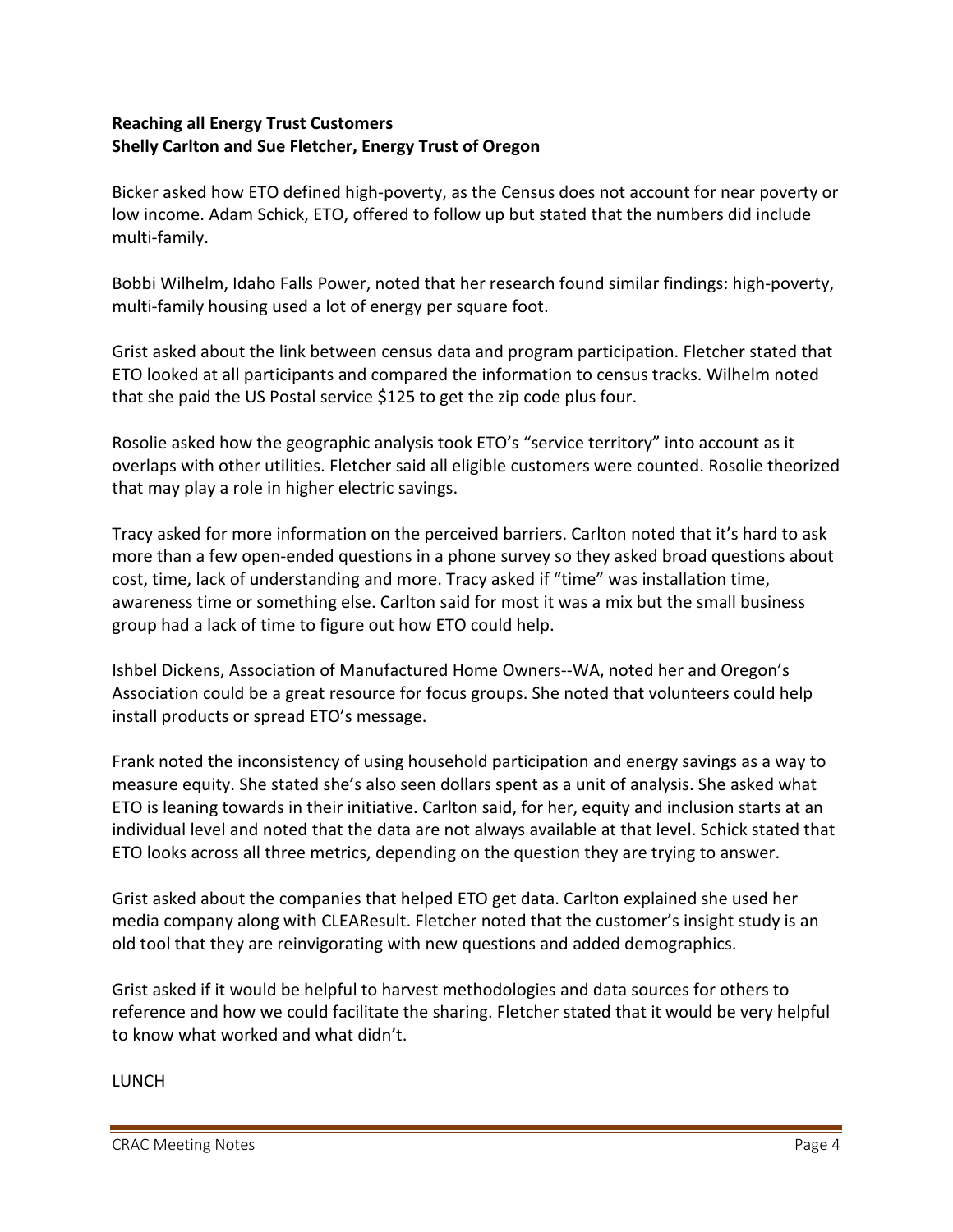**Reaching all Energy Trust Customers**
**Shelly Carlton and Sue Fletcher, Energy Trust of Oregon**

Bicker asked how ETO defined high-poverty, as the Census does not account for near poverty or low income. Adam Schick, ETO, offered to follow up but stated that the numbers did include multi-family.

Bobbi Wilhelm, Idaho Falls Power, noted that her research found similar findings: high-poverty, multi-family housing used a lot of energy per square foot.

Grist asked about the link between census data and program participation. Fletcher stated that ETO looked at all participants and compared the information to census tracks. Wilhelm noted that she paid the US Postal service $125 to get the zip code plus four.

Rosolie asked how the geographic analysis took ETO's "service territory" into account as it overlaps with other utilities. Fletcher said all eligible customers were counted. Rosolie theorized that may play a role in higher electric savings.

Tracy asked for more information on the perceived barriers. Carlton noted that it's hard to ask more than a few open-ended questions in a phone survey so they asked broad questions about cost, time, lack of understanding and more. Tracy asked if "time" was installation time, awareness time or something else. Carlton said for most it was a mix but the small business group had a lack of time to figure out how ETO could help.

Ishbel Dickens, Association of Manufactured Home Owners--WA, noted her and Oregon's Association could be a great resource for focus groups. She noted that volunteers could help install products or spread ETO's message.

Frank noted the inconsistency of using household participation and energy savings as a way to measure equity. She stated she's also seen dollars spent as a unit of analysis. She asked what ETO is leaning towards in their initiative. Carlton said, for her, equity and inclusion starts at an individual level and noted that the data are not always available at that level. Schick stated that ETO looks across all three metrics, depending on the question they are trying to answer.

Grist asked about the companies that helped ETO get data. Carlton explained she used her media company along with CLEAResult. Fletcher noted that the customer's insight study is an old tool that they are reinvigorating with new questions and added demographics.

Grist asked if it would be helpful to harvest methodologies and data sources for others to reference and how we could facilitate the sharing. Fletcher stated that it would be very helpful to know what worked and what didn't.

LUNCH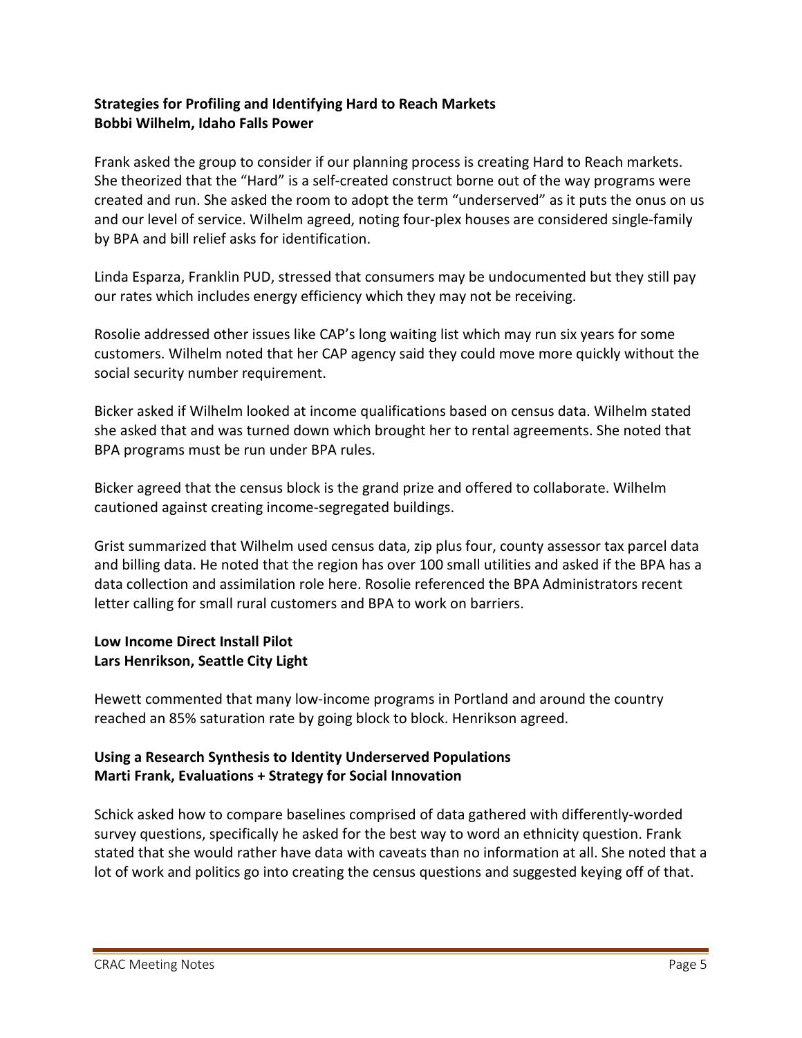**Strategies for Profiling and Identifying Hard to Reach Markets**
**Bobbi Wilhelm, Idaho Falls Power**

Frank asked the group to consider if our planning process is creating Hard to Reach markets. She theorized that the "Hard" is a self-created construct borne out of the way programs were created and run. She asked the room to adopt the term "underserved" as it puts the onus on us and our level of service. Wilhelm agreed, noting four-plex houses are considered single-family by BPA and bill relief asks for identification.

Linda Esparza, Franklin PUD, stressed that consumers may be undocumented but they still pay our rates which includes energy efficiency which they may not be receiving.

Rosolie addressed other issues like CAP's long waiting list which may run six years for some customers. Wilhelm noted that her CAP agency said they could move more quickly without the social security number requirement.

Bicker asked if Wilhelm looked at income qualifications based on census data. Wilhelm stated she asked that and was turned down which brought her to rental agreements. She noted that BPA programs must be run under BPA rules.

Bicker agreed that the census block is the grand prize and offered to collaborate. Wilhelm cautioned against creating income-segregated buildings.

Grist summarized that Wilhelm used census data, zip plus four, county assessor tax parcel data and billing data. He noted that the region has over 100 small utilities and asked if the BPA has a data collection and assimilation role here. Rosolie referenced the BPA Administrators recent letter calling for small rural customers and BPA to work on barriers.

**Low Income Direct Install Pilot**
**Lars Henrikson, Seattle City Light**

Hewett commented that many low-income programs in Portland and around the country reached an 85% saturation rate by going block to block. Henrikson agreed.

**Using a Research Synthesis to Identity Underserved Populations**
**Marti Frank, Evaluations + Strategy for Social Innovation**

Schick asked how to compare baselines comprised of data gathered with differently-worded survey questions, specifically he asked for the best way to word an ethnicity question. Frank stated that she would rather have data with caveats than no information at all. She noted that a lot of work and politics go into creating the census questions and suggested keying off of that.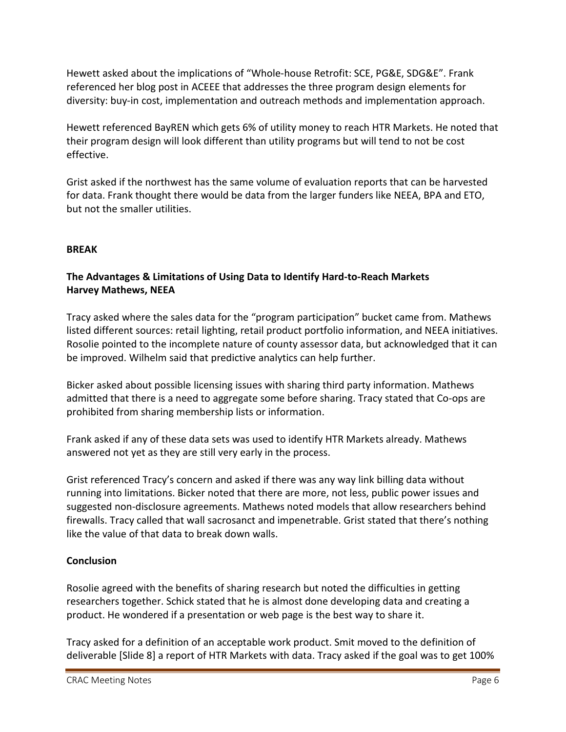Hewett asked about the implications of "Whole-house Retrofit: SCE, PG&E, SDG&E". Frank referenced her blog post in ACEEE that addresses the three program design elements for diversity: buy-in cost, implementation and outreach methods and implementation approach.

Hewett referenced BayREN which gets 6% of utility money to reach HTR Markets. He noted that their program design will look different than utility programs but will tend to not be cost effective.

Grist asked if the northwest has the same volume of evaluation reports that can be harvested for data. Frank thought there would be data from the larger funders like NEEA, BPA and ETO, but not the smaller utilities.

**BREAK**

**The Advantages & Limitations of Using Data to Identify Hard-to-Reach Markets**
**Harvey Mathews, NEEA**

Tracy asked where the sales data for the "program participation" bucket came from. Mathews listed different sources: retail lighting, retail product portfolio information, and NEEA initiatives. Rosolie pointed to the incomplete nature of county assessor data, but acknowledged that it can be improved. Wilhelm said that predictive analytics can help further.

Bicker asked about possible licensing issues with sharing third party information. Mathews admitted that there is a need to aggregate some before sharing. Tracy stated that Co-ops are prohibited from sharing membership lists or information.

Frank asked if any of these data sets was used to identify HTR Markets already. Mathews answered not yet as they are still very early in the process.

Grist referenced Tracy's concern and asked if there was any way link billing data without running into limitations. Bicker noted that there are more, not less, public power issues and suggested non-disclosure agreements. Mathews noted models that allow researchers behind firewalls. Tracy called that wall sacrosanct and impenetrable. Grist stated that there's nothing like the value of that data to break down walls.

**Conclusion**

Rosolie agreed with the benefits of sharing research but noted the difficulties in getting researchers together. Schick stated that he is almost done developing data and creating a product. He wondered if a presentation or web page is the best way to share it.

Tracy asked for a definition of an acceptable work product. Smit moved to the definition of deliverable [Slide 8] a report of HTR Markets with data. Tracy asked if the goal was to get 100%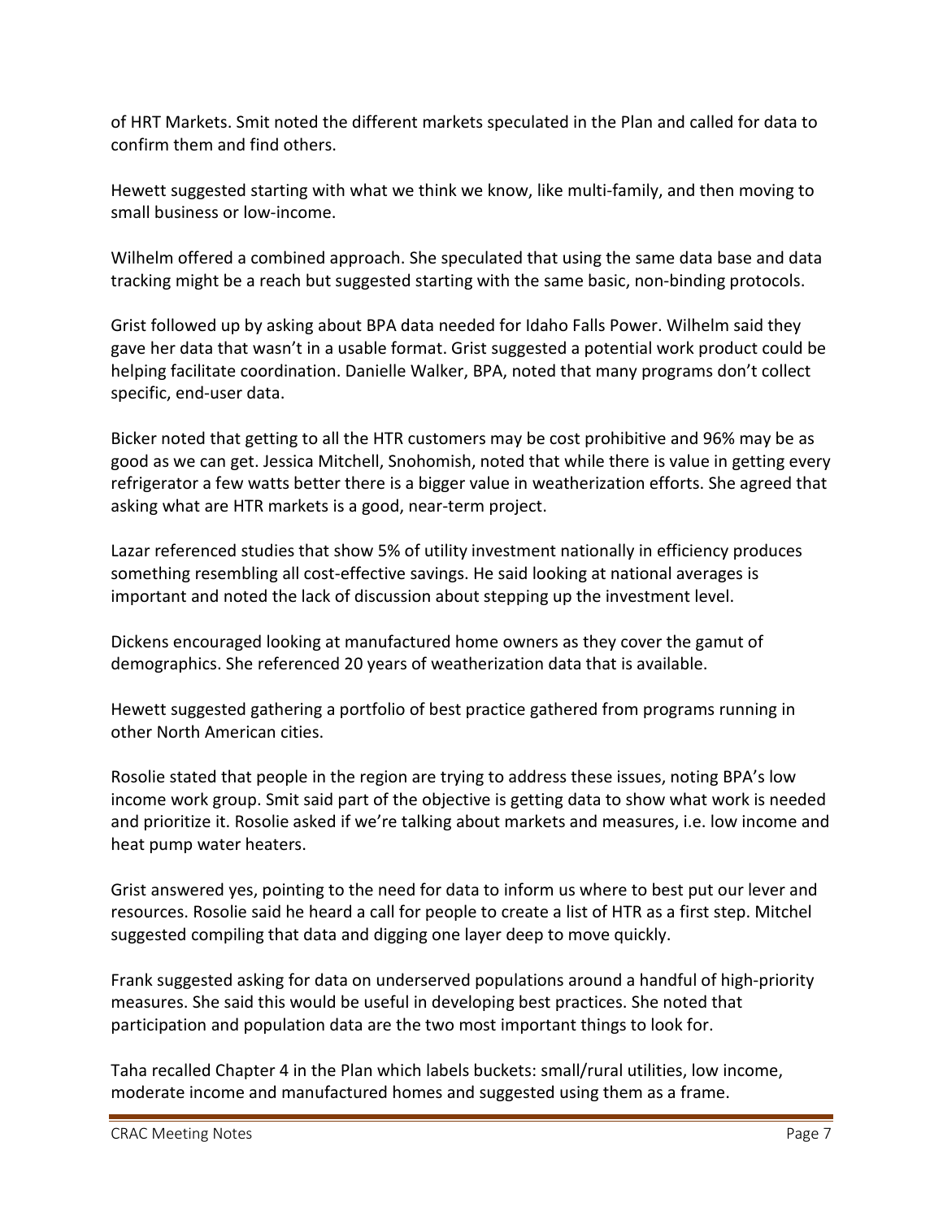of HRT Markets. Smit noted the different markets speculated in the Plan and called for data to confirm them and find others.

Hewett suggested starting with what we think we know, like multi-family, and then moving to small business or low-income.

Wilhelm offered a combined approach. She speculated that using the same data base and data tracking might be a reach but suggested starting with the same basic, non-binding protocols.

Grist followed up by asking about BPA data needed for Idaho Falls Power. Wilhelm said they gave her data that wasn't in a usable format. Grist suggested a potential work product could be helping facilitate coordination. Danielle Walker, BPA, noted that many programs don't collect specific, end-user data.

Bicker noted that getting to all the HTR customers may be cost prohibitive and 96% may be as good as we can get. Jessica Mitchell, Snohomish, noted that while there is value in getting every refrigerator a few watts better there is a bigger value in weatherization efforts. She agreed that asking what are HTR markets is a good, near-term project.

Lazar referenced studies that show 5% of utility investment nationally in efficiency produces something resembling all cost-effective savings. He said looking at national averages is important and noted the lack of discussion about stepping up the investment level.

Dickens encouraged looking at manufactured home owners as they cover the gamut of demographics. She referenced 20 years of weatherization data that is available.

Hewett suggested gathering a portfolio of best practice gathered from programs running in other North American cities.

Rosolie stated that people in the region are trying to address these issues, noting BPA's low income work group. Smit said part of the objective is getting data to show what work is needed and prioritize it. Rosolie asked if we're talking about markets and measures, i.e. low income and heat pump water heaters.

Grist answered yes, pointing to the need for data to inform us where to best put our lever and resources. Rosolie said he heard a call for people to create a list of HTR as a first step. Mitchel suggested compiling that data and digging one layer deep to move quickly.

Frank suggested asking for data on underserved populations around a handful of high-priority measures. She said this would be useful in developing best practices. She noted that participation and population data are the two most important things to look for.

Taha recalled Chapter 4 in the Plan which labels buckets: small/rural utilities, low income, moderate income and manufactured homes and suggested using them as a frame.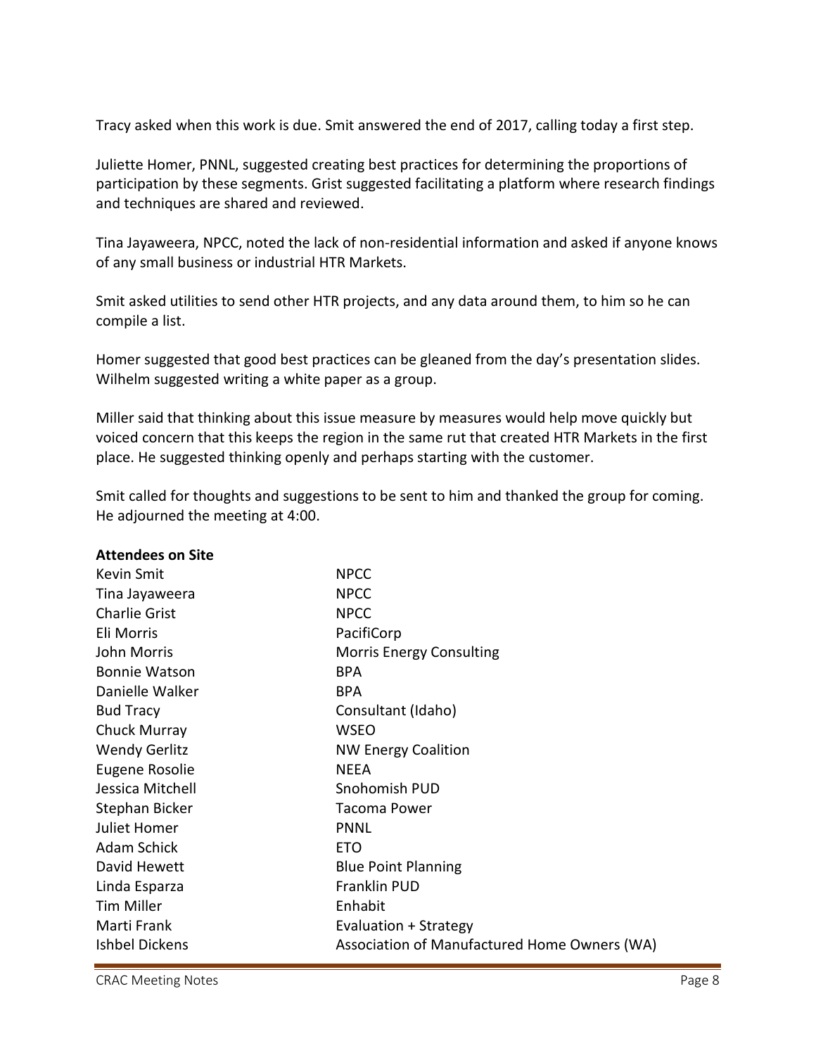Tracy asked when this work is due. Smit answered the end of 2017, calling today a first step.

Juliette Homer, PNNL, suggested creating best practices for determining the proportions of participation by these segments. Grist suggested facilitating a platform where research findings and techniques are shared and reviewed.

Tina Jayaweera, NPCC, noted the lack of non-residential information and asked if anyone knows of any small business or industrial HTR Markets.

Smit asked utilities to send other HTR projects, and any data around them, to him so he can compile a list.

Homer suggested that good best practices can be gleaned from the day's presentation slides. Wilhelm suggested writing a white paper as a group.

Miller said that thinking about this issue measure by measures would help move quickly but voiced concern that this keeps the region in the same rut that created HTR Markets in the first place. He suggested thinking openly and perhaps starting with the customer.

Smit called for thoughts and suggestions to be sent to him and thanked the group for coming. He adjourned the meeting at 4:00.

**Attendees on Site**

| | |
|---|---|
| Kevin Smit | NPCC |
| Tina Jayaweera | NPCC |
| Charlie Grist | NPCC |
| Eli Morris | PacifiCorp |
| John Morris | Morris Energy Consulting |
| Bonnie Watson | BPA |
| Danielle Walker | BPA |
| Bud Tracy | Consultant (Idaho) |
| Chuck Murray | WSEO |
| Wendy Gerlitz | NW Energy Coalition |
| Eugene Rosolie | NEEA |
| Jessica Mitchell | Snohomish PUD |
| Stephan Bicker | Tacoma Power |
| Juliet Homer | PNNL |
| Adam Schick | ETO |
| David Hewett | Blue Point Planning |
| Linda Esparza | Franklin PUD |
| Tim Miller | Enhabit |
| Marti Frank | Evaluation + Strategy |
| Ishbel Dickens | Association of Manufactured Home Owners (WA) |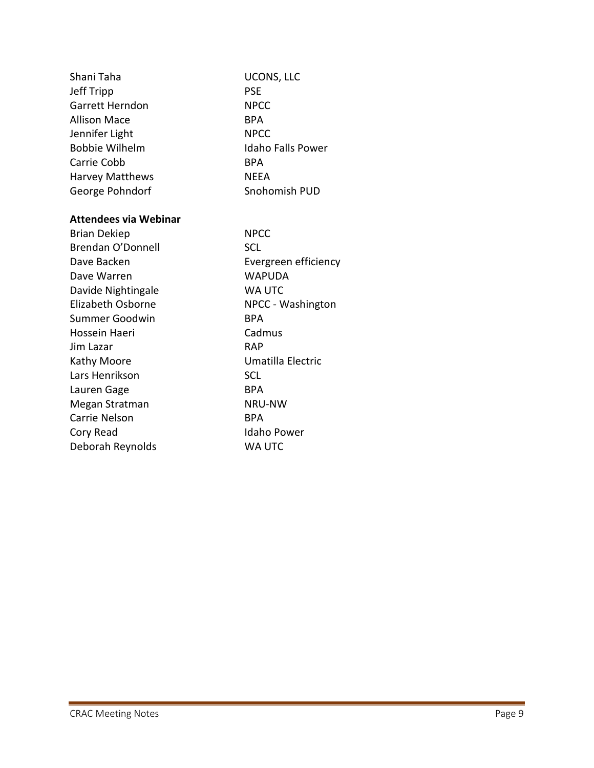| | |
|---|---|
| Shani Taha | UCONS, LLC |
| Jeff Tripp | PSE |
| Garrett Herndon | NPCC |
| Allison Mace | BPA |
| Jennifer Light | NPCC |
| Bobbie Wilhelm | Idaho Falls Power |
| Carrie Cobb | BPA |
| Harvey Matthews | NEEA |
| George Pohndorf | Snohomish PUD |

**Attendees via Webinar**

| | |
|---|---|
| Brian Dekiep | NPCC |
| Brendan O'Donnell | SCL |
| Dave Backen | Evergreen efficiency |
| Dave Warren | WAPUDA |
| Davide Nightingale | WA UTC |
| Elizabeth Osborne | NPCC - Washington |
| Summer Goodwin | BPA |
| Hossein Haeri | Cadmus |
| Jim Lazar | RAP |
| Kathy Moore | Umatilla Electric |
| Lars Henrikson | SCL |
| Lauren Gage | BPA |
| Megan Stratman | NRU-NW |
| Carrie Nelson | BPA |
| Cory Read | Idaho Power |
| Deborah Reynolds | WA UTC |